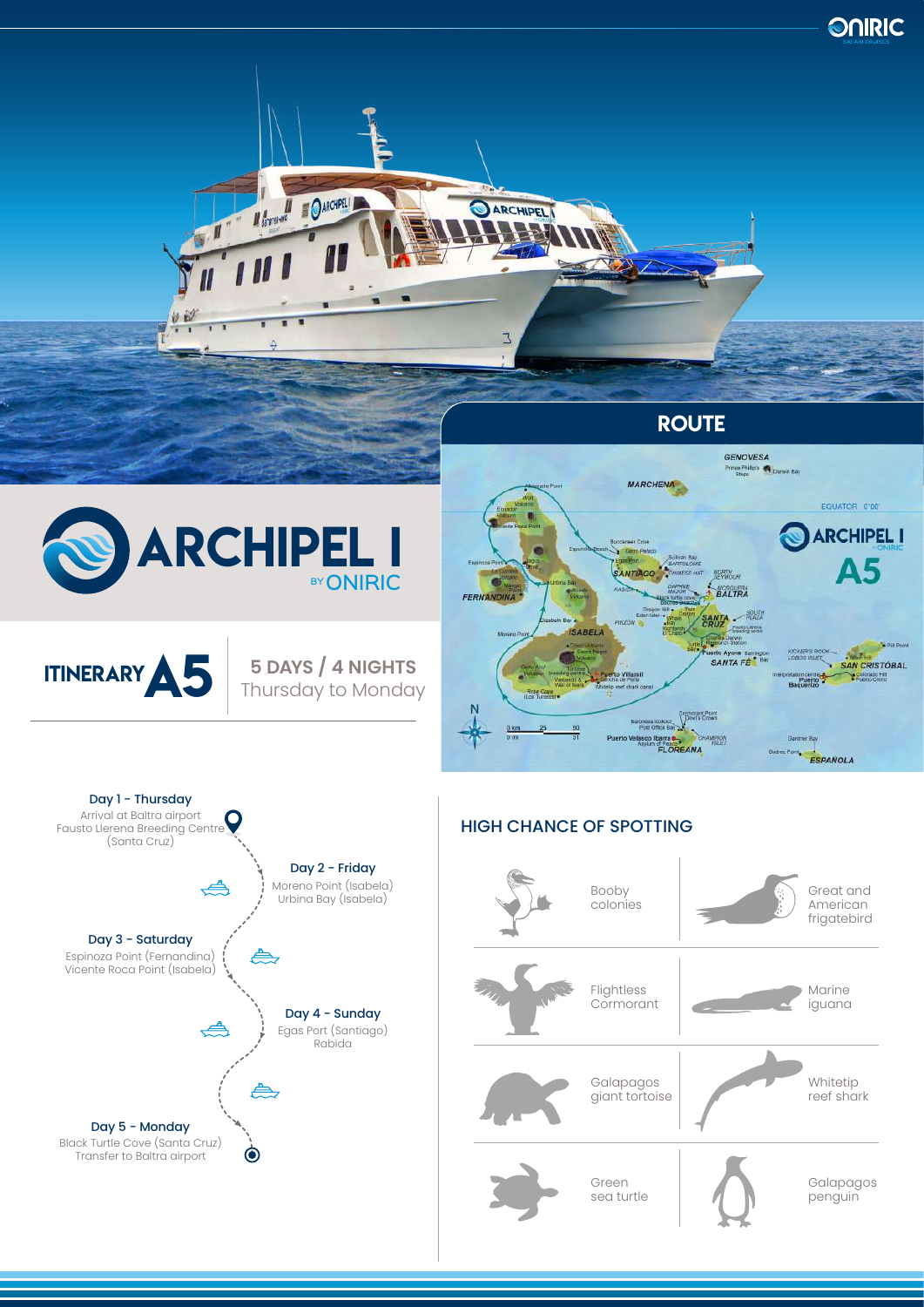# ARCHIPEL I

BY ONIRIC

## ITINERARY A5

**5 DAYS / 4 NIGHTS**
Thursday to Monday

## ROUTE

**Day 1 - Thursday**
Arrival at Baltra airport
Fausto Llerena Breeding Centre (Santa Cruz)

**Day 2 - Friday**
Moreno Point (Isabela)
Urbina Bay (Isabela)

**Day 3 - Saturday**
Espinoza Point (Fernandina)
Vicente Roca Point (Isabela)

**Day 4 - Sunday**
Egas Port (Santiago)
Rabida

**Day 5 - Monday**
Black Turtle Cove (Santa Cruz)
Transfer to Baltra airport

## HIGH CHANCE OF SPOTTING

- Booby colonies
- Great and American frigatebird
- Flightless Cormorant
- Marine iguana
- Galapagos giant tortoise
- Whitetip reef shark
- Green sea turtle
- Galapagos penguin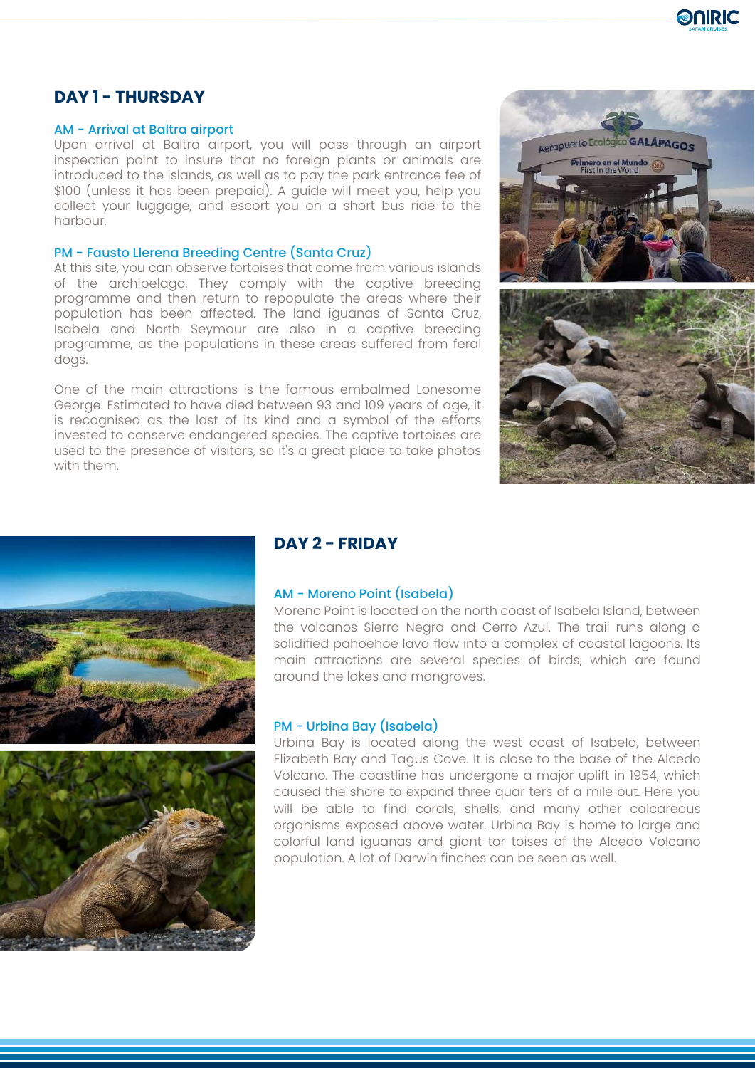## DAY 1 - THURSDAY

### AM - Arrival at Baltra airport

Upon arrival at Baltra airport, you will pass through an airport inspection point to insure that no foreign plants or animals are introduced to the islands, as well as to pay the park entrance fee of $100 (unless it has been prepaid). A guide will meet you, help you collect your luggage, and escort you on a short bus ride to the harbour.

### PM - Fausto Llerena Breeding Centre (Santa Cruz)

At this site, you can observe tortoises that come from various islands of the archipelago. They comply with the captive breeding programme and then return to repopulate the areas where their population has been affected. The land iguanas of Santa Cruz, Isabela and North Seymour are also in a captive breeding programme, as the populations in these areas suffered from feral dogs.

One of the main attractions is the famous embalmed Lonesome George. Estimated to have died between 93 and 109 years of age, it is recognised as the last of its kind and a symbol of the efforts invested to conserve endangered species. The captive tortoises are used to the presence of visitors, so it's a great place to take photos with them.

## DAY 2 - FRIDAY

### AM - Moreno Point (Isabela)

Moreno Point is located on the north coast of Isabela Island, between the volcanos Sierra Negra and Cerro Azul. The trail runs along a solidified pahoehoe lava flow into a complex of coastal lagoons. Its main attractions are several species of birds, which are found around the lakes and mangroves.

### PM - Urbina Bay (Isabela)

Urbina Bay is located along the west coast of Isabela, between Elizabeth Bay and Tagus Cove. It is close to the base of the Alcedo Volcano. The coastline has undergone a major uplift in 1954, which caused the shore to expand three quar ters of a mile out. Here you will be able to find corals, shells, and many other calcareous organisms exposed above water. Urbina Bay is home to large and colorful land iguanas and giant tor toises of the Alcedo Volcano population. A lot of Darwin finches can be seen as well.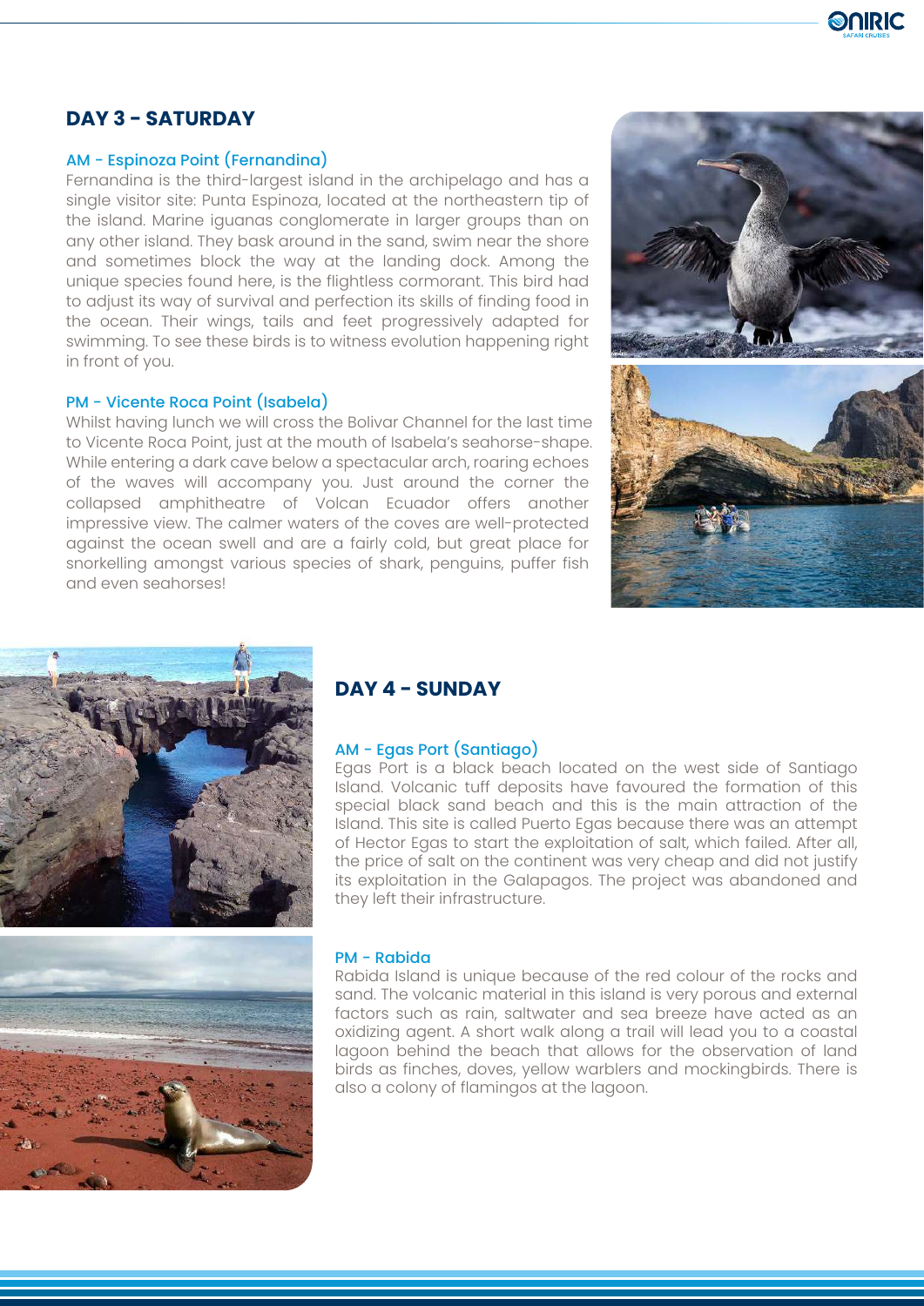## DAY 3 - SATURDAY

### AM - Espinoza Point (Fernandina)

Fernandina is the third-largest island in the archipelago and has a single visitor site: Punta Espinoza, located at the northeastern tip of the island. Marine iguanas conglomerate in larger groups than on any other island. They bask around in the sand, swim near the shore and sometimes block the way at the landing dock. Among the unique species found here, is the flightless cormorant. This bird had to adjust its way of survival and perfection its skills of finding food in the ocean. Their wings, tails and feet progressively adapted for swimming. To see these birds is to witness evolution happening right in front of you.

### PM - Vicente Roca Point (Isabela)

Whilst having lunch we will cross the Bolivar Channel for the last time to Vicente Roca Point, just at the mouth of Isabela's seahorse-shape. While entering a dark cave below a spectacular arch, roaring echoes of the waves will accompany you. Just around the corner the collapsed amphitheatre of Volcan Ecuador offers another impressive view. The calmer waters of the coves are well-protected against the ocean swell and are a fairly cold, but great place for snorkelling amongst various species of shark, penguins, puffer fish and even seahorses!

## DAY 4 - SUNDAY

### AM - Egas Port (Santiago)

Egas Port is a black beach located on the west side of Santiago Island. Volcanic tuff deposits have favoured the formation of this special black sand beach and this is the main attraction of the Island. This site is called Puerto Egas because there was an attempt of Hector Egas to start the exploitation of salt, which failed. After all, the price of salt on the continent was very cheap and did not justify its exploitation in the Galapagos. The project was abandoned and they left their infrastructure.

### PM - Rabida

Rabida Island is unique because of the red colour of the rocks and sand. The volcanic material in this island is very porous and external factors such as rain, saltwater and sea breeze have acted as an oxidizing agent. A short walk along a trail will lead you to a coastal lagoon behind the beach that allows for the observation of land birds as finches, doves, yellow warblers and mockingbirds. There is also a colony of flamingos at the lagoon.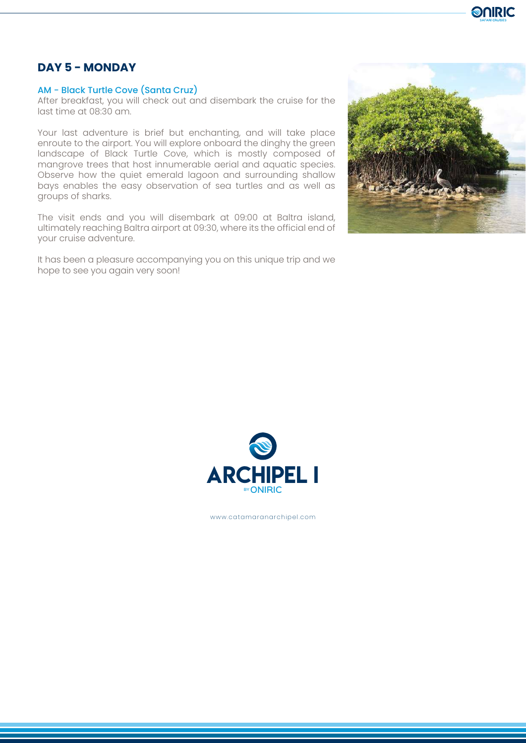## DAY 5 - MONDAY

### AM - Black Turtle Cove (Santa Cruz)

After breakfast, you will check out and disembark the cruise for the last time at 08:30 am.

Your last adventure is brief but enchanting, and will take place enroute to the airport. You will explore onboard the dinghy the green landscape of Black Turtle Cove, which is mostly composed of mangrove trees that host innumerable aerial and aquatic species. Observe how the quiet emerald lagoon and surrounding shallow bays enables the easy observation of sea turtles and as well as groups of sharks.

The visit ends and you will disembark at 09:00 at Baltra island, ultimately reaching Baltra airport at 09:30, where its the official end of your cruise adventure.

It has been a pleasure accompanying you on this unique trip and we hope to see you again very soon!

ARCHIPEL I

BY ONIRIC

www.catamaranarchipel.com